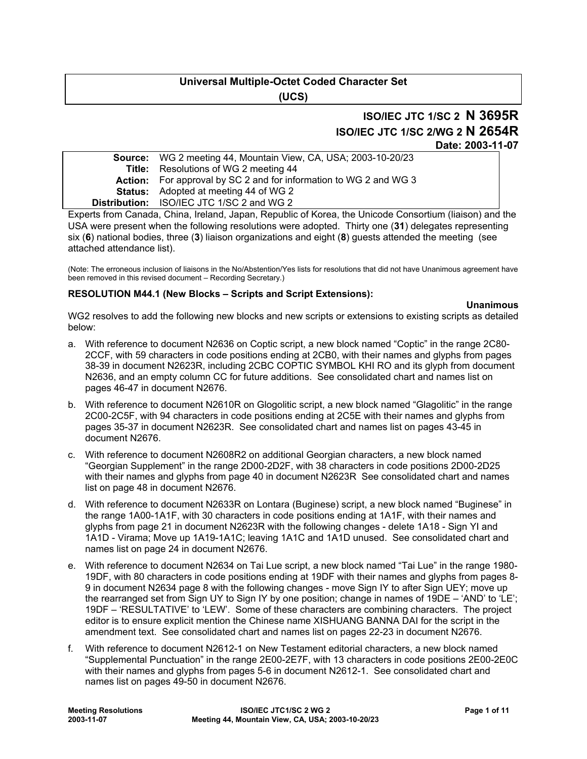**Universal Multiple-Octet Coded Character Set**
**(UCS)**

**ISO/IEC JTC 1/SC 2 N 3695R**
**ISO/IEC JTC 1/SC 2/WG 2 N 2654R**
**Date: 2003-11-07**

| | |
|---|---|
| **Source:** | WG 2 meeting 44, Mountain View, CA, USA; 2003-10-20/23 |
| **Title:** | Resolutions of WG 2 meeting 44 |
| **Action:** | For approval by SC 2 and for information to WG 2 and WG 3 |
| **Status:** | Adopted at meeting 44 of WG 2 |
| **Distribution:** | ISO/IEC JTC 1/SC 2 and WG 2 |

Experts from Canada, China, Ireland, Japan, Republic of Korea, the Unicode Consortium (liaison) and the USA were present when the following resolutions were adopted. Thirty one (**31**) delegates representing six (**6**) national bodies, three (**3**) liaison organizations and eight (**8**) guests attended the meeting (see attached attendance list).

(Note: The erroneous inclusion of liaisons in the No/Abstention/Yes lists for resolutions that did not have Unanimous agreement have been removed in this revised document – Recording Secretary.)

**RESOLUTION M44.1 (New Blocks – Scripts and Script Extensions):**

**Unanimous**

WG2 resolves to add the following new blocks and new scripts or extensions to existing scripts as detailed below:

a. With reference to document N2636 on Coptic script, a new block named "Coptic" in the range 2C80-2CCF, with 59 characters in code positions ending at 2CB0, with their names and glyphs from pages 38-39 in document N2623R, including 2CBC COPTIC SYMBOL KHI RO and its glyph from document N2636, and an empty column CC for future additions. See consolidated chart and names list on pages 46-47 in document N2676.

b. With reference to document N2610R on Glogolitic script, a new block named "Glagolitic" in the range 2C00-2C5F, with 94 characters in code positions ending at 2C5E with their names and glyphs from pages 35-37 in document N2623R. See consolidated chart and names list on pages 43-45 in document N2676.

c. With reference to document N2608R2 on additional Georgian characters, a new block named "Georgian Supplement" in the range 2D00-2D2F, with 38 characters in code positions 2D00-2D25 with their names and glyphs from page 40 in document N2623R See consolidated chart and names list on page 48 in document N2676.

d. With reference to document N2633R on Lontara (Buginese) script, a new block named "Buginese" in the range 1A00-1A1F, with 30 characters in code positions ending at 1A1F, with their names and glyphs from page 21 in document N2623R with the following changes - delete 1A18 - Sign YI and 1A1D - Virama; Move up 1A19-1A1C; leaving 1A1C and 1A1D unused. See consolidated chart and names list on page 24 in document N2676.

e. With reference to document N2634 on Tai Lue script, a new block named "Tai Lue" in the range 1980-19DF, with 80 characters in code positions ending at 19DF with their names and glyphs from pages 8-9 in document N2634 page 8 with the following changes - move Sign IY to after Sign UEY; move up the rearranged set from Sign UY to Sign IY by one position; change in names of 19DE – 'AND' to 'LE'; 19DF – 'RESULTATIVE' to 'LEW'. Some of these characters are combining characters. The project editor is to ensure explicit mention the Chinese name XISHUANG BANNA DAI for the script in the amendment text. See consolidated chart and names list on pages 22-23 in document N2676.

f. With reference to document N2612-1 on New Testament editorial characters, a new block named "Supplemental Punctuation" in the range 2E00-2E7F, with 13 characters in code positions 2E00-2E0C with their names and glyphs from pages 5-6 in document N2612-1. See consolidated chart and names list on pages 49-50 in document N2676.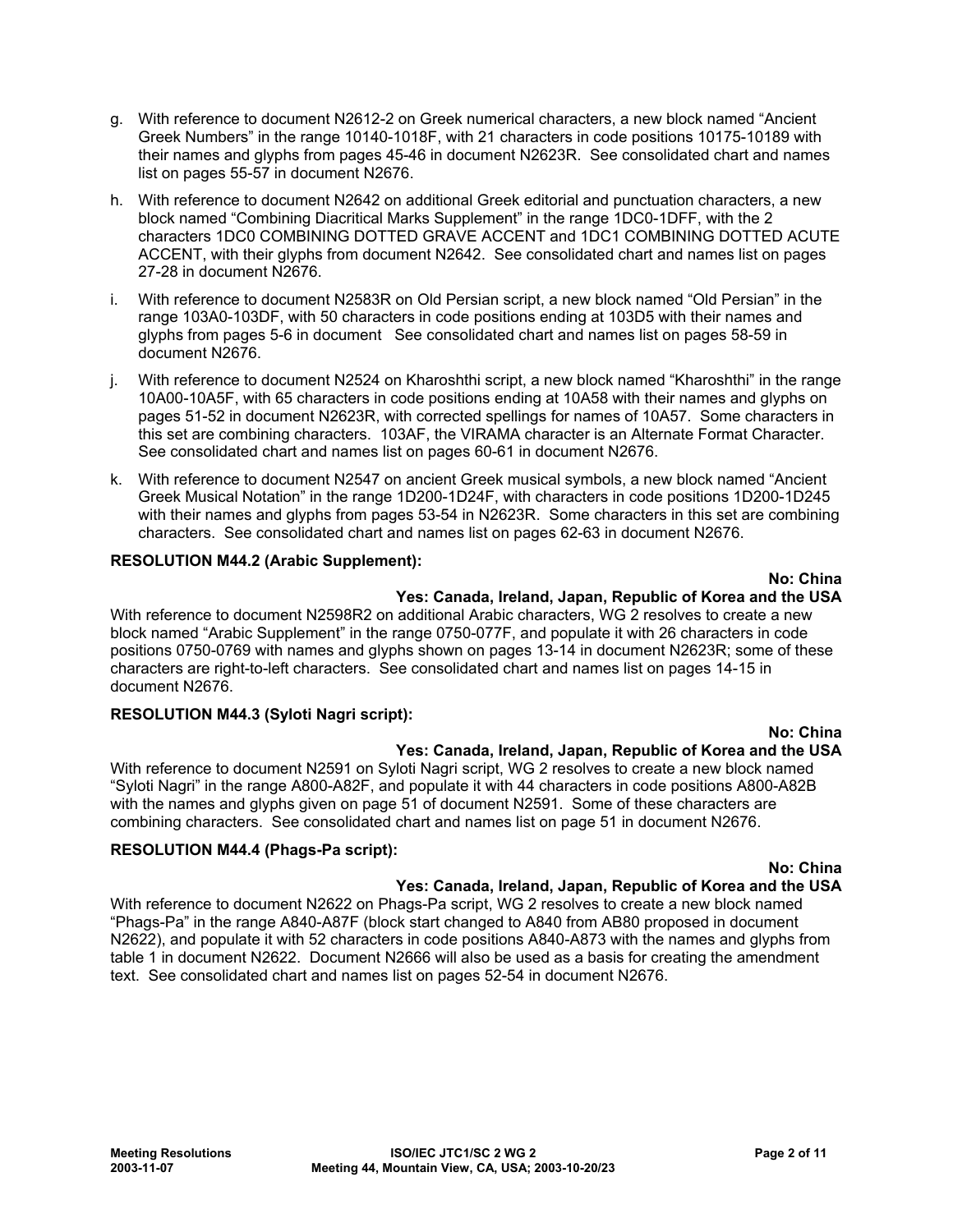g. With reference to document N2612-2 on Greek numerical characters, a new block named “Ancient Greek Numbers” in the range 10140-1018F, with 21 characters in code positions 10175-10189 with their names and glyphs from pages 45-46 in document N2623R. See consolidated chart and names list on pages 55-57 in document N2676.

h. With reference to document N2642 on additional Greek editorial and punctuation characters, a new block named “Combining Diacritical Marks Supplement” in the range 1DC0-1DFF, with the 2 characters 1DC0 COMBINING DOTTED GRAVE ACCENT and 1DC1 COMBINING DOTTED ACUTE ACCENT, with their glyphs from document N2642. See consolidated chart and names list on pages 27-28 in document N2676.

i. With reference to document N2583R on Old Persian script, a new block named “Old Persian” in the range 103A0-103DF, with 50 characters in code positions ending at 103D5 with their names and glyphs from pages 5-6 in document See consolidated chart and names list on pages 58-59 in document N2676.

j. With reference to document N2524 on Kharoshthi script, a new block named “Kharoshthi” in the range 10A00-10A5F, with 65 characters in code positions ending at 10A58 with their names and glyphs on pages 51-52 in document N2623R, with corrected spellings for names of 10A57. Some characters in this set are combining characters. 103AF, the VIRAMA character is an Alternate Format Character. See consolidated chart and names list on pages 60-61 in document N2676.

k. With reference to document N2547 on ancient Greek musical symbols, a new block named “Ancient Greek Musical Notation” in the range 1D200-1D24F, with characters in code positions 1D200-1D245 with their names and glyphs from pages 53-54 in N2623R. Some characters in this set are combining characters. See consolidated chart and names list on pages 62-63 in document N2676.

**RESOLUTION M44.2 (Arabic Supplement):**

**No: China**
**Yes: Canada, Ireland, Japan, Republic of Korea and the USA**

With reference to document N2598R2 on additional Arabic characters, WG 2 resolves to create a new block named “Arabic Supplement” in the range 0750-077F, and populate it with 26 characters in code positions 0750-0769 with names and glyphs shown on pages 13-14 in document N2623R; some of these characters are right-to-left characters. See consolidated chart and names list on pages 14-15 in document N2676.

**RESOLUTION M44.3 (Syloti Nagri script):**

**No: China**
**Yes: Canada, Ireland, Japan, Republic of Korea and the USA**

With reference to document N2591 on Syloti Nagri script, WG 2 resolves to create a new block named “Syloti Nagri” in the range A800-A82F, and populate it with 44 characters in code positions A800-A82B with the names and glyphs given on page 51 of document N2591. Some of these characters are combining characters. See consolidated chart and names list on page 51 in document N2676.

**RESOLUTION M44.4 (Phags-Pa script):**

**No: China**
**Yes: Canada, Ireland, Japan, Republic of Korea and the USA**

With reference to document N2622 on Phags-Pa script, WG 2 resolves to create a new block named “Phags-Pa” in the range A840-A87F (block start changed to A840 from AB80 proposed in document N2622), and populate it with 52 characters in code positions A840-A873 with the names and glyphs from table 1 in document N2622. Document N2666 will also be used as a basis for creating the amendment text. See consolidated chart and names list on pages 52-54 in document N2676.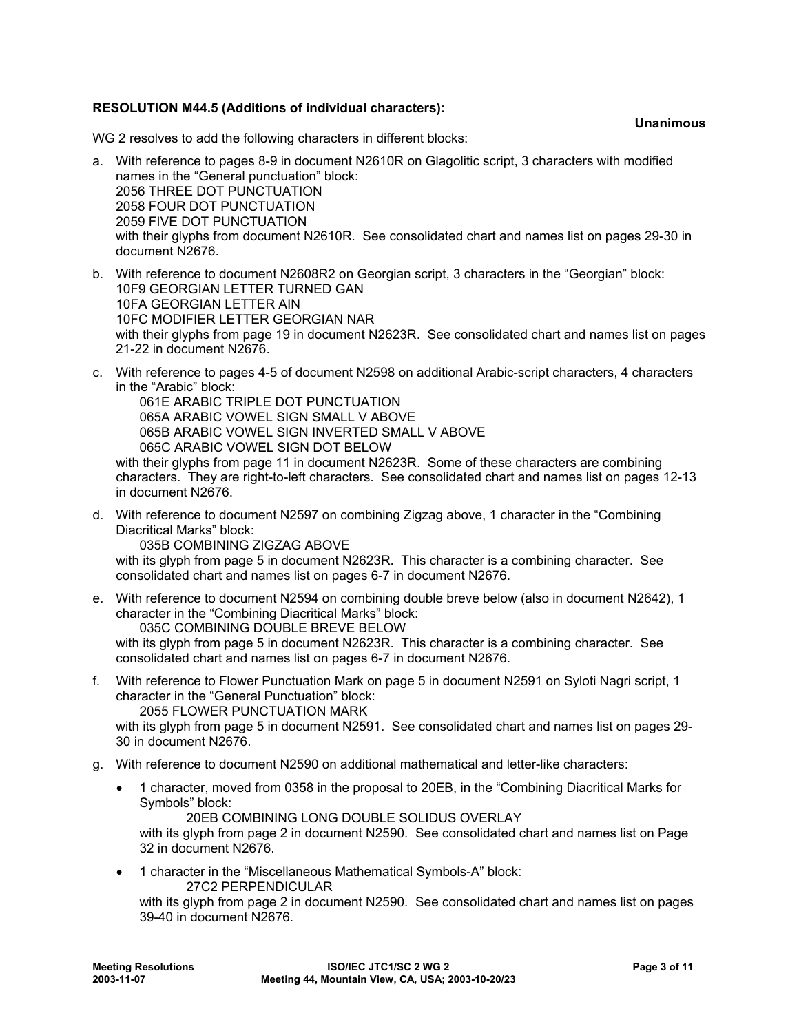**RESOLUTION M44.5 (Additions of individual characters):**

**Unanimous**

WG 2 resolves to add the following characters in different blocks:

a. With reference to pages 8-9 in document N2610R on Glagolitic script, 3 characters with modified names in the "General punctuation" block:
   2056 THREE DOT PUNCTUATION
   2058 FOUR DOT PUNCTUATION
   2059 FIVE DOT PUNCTUATION
   with their glyphs from document N2610R. See consolidated chart and names list on pages 29-30 in document N2676.

b. With reference to document N2608R2 on Georgian script, 3 characters in the "Georgian" block:
   10F9 GEORGIAN LETTER TURNED GAN
   10FA GEORGIAN LETTER AIN
   10FC MODIFIER LETTER GEORGIAN NAR
   with their glyphs from page 19 in document N2623R. See consolidated chart and names list on pages 21-22 in document N2676.

c. With reference to pages 4-5 of document N2598 on additional Arabic-script characters, 4 characters in the "Arabic" block:
   061E ARABIC TRIPLE DOT PUNCTUATION
   065A ARABIC VOWEL SIGN SMALL V ABOVE
   065B ARABIC VOWEL SIGN INVERTED SMALL V ABOVE
   065C ARABIC VOWEL SIGN DOT BELOW
   with their glyphs from page 11 in document N2623R. Some of these characters are combining characters. They are right-to-left characters. See consolidated chart and names list on pages 12-13 in document N2676.

d. With reference to document N2597 on combining Zigzag above, 1 character in the "Combining Diacritical Marks" block:
   035B COMBINING ZIGZAG ABOVE
   with its glyph from page 5 in document N2623R. This character is a combining character. See consolidated chart and names list on pages 6-7 in document N2676.

e. With reference to document N2594 on combining double breve below (also in document N2642), 1 character in the "Combining Diacritical Marks" block:
   035C COMBINING DOUBLE BREVE BELOW
   with its glyph from page 5 in document N2623R. This character is a combining character. See consolidated chart and names list on pages 6-7 in document N2676.

f. With reference to Flower Punctuation Mark on page 5 in document N2591 on Syloti Nagri script, 1 character in the "General Punctuation" block:
   2055 FLOWER PUNCTUATION MARK
   with its glyph from page 5 in document N2591. See consolidated chart and names list on pages 29-30 in document N2676.

g. With reference to document N2590 on additional mathematical and letter-like characters:

   - 1 character, moved from 0358 in the proposal to 20EB, in the "Combining Diacritical Marks for Symbols" block:
     20EB COMBINING LONG DOUBLE SOLIDUS OVERLAY
     with its glyph from page 2 in document N2590. See consolidated chart and names list on Page 32 in document N2676.

   - 1 character in the "Miscellaneous Mathematical Symbols-A" block:
     27C2 PERPENDICULAR
     with its glyph from page 2 in document N2590. See consolidated chart and names list on pages 39-40 in document N2676.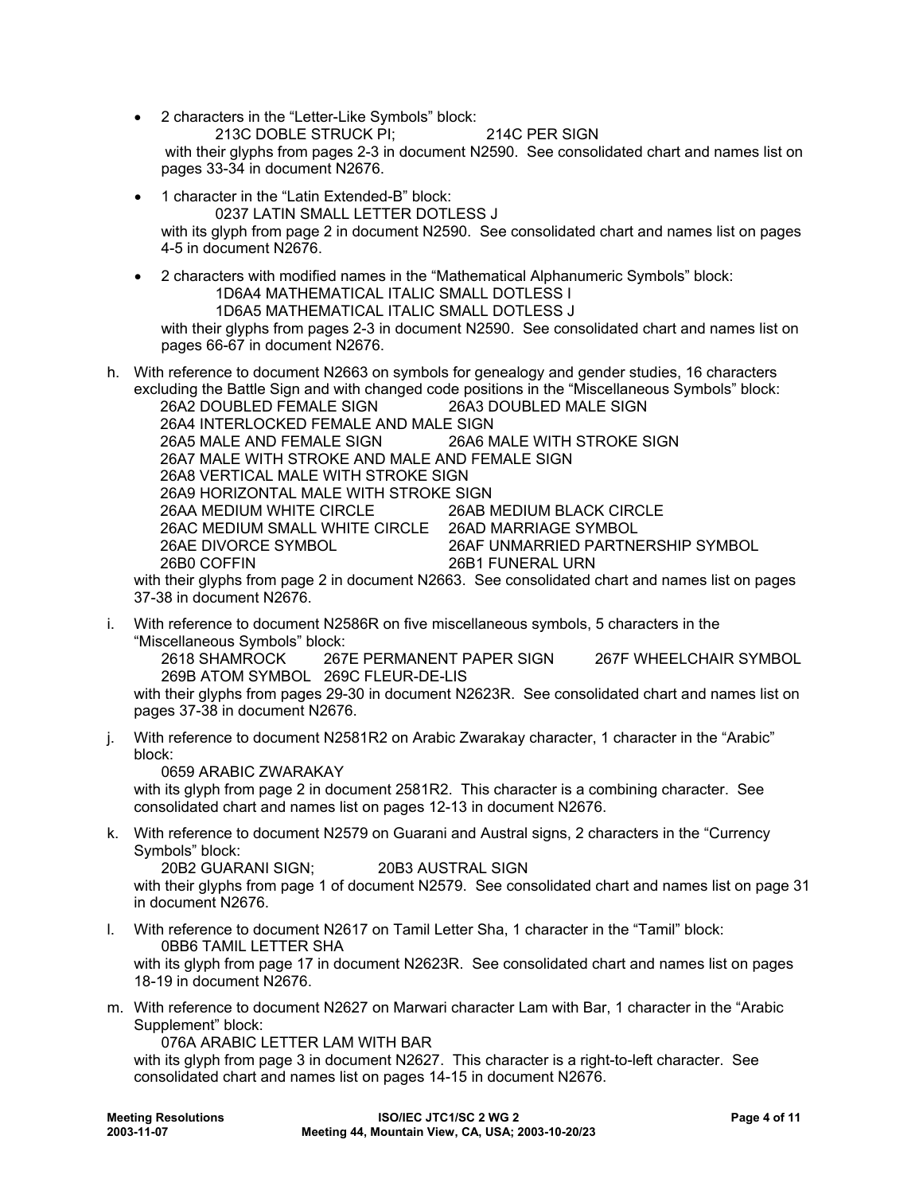- 2 characters in the "Letter-Like Symbols" block:
  213C DOBLE STRUCK PI; 214C PER SIGN
  with their glyphs from pages 2-3 in document N2590. See consolidated chart and names list on pages 33-34 in document N2676.
- 1 character in the "Latin Extended-B" block:
  0237 LATIN SMALL LETTER DOTLESS J
  with its glyph from page 2 in document N2590. See consolidated chart and names list on pages 4-5 in document N2676.
- 2 characters with modified names in the "Mathematical Alphanumeric Symbols" block:
  1D6A4 MATHEMATICAL ITALIC SMALL DOTLESS I
  1D6A5 MATHEMATICAL ITALIC SMALL DOTLESS J
  with their glyphs from pages 2-3 in document N2590. See consolidated chart and names list on pages 66-67 in document N2676.

h. With reference to document N2663 on symbols for genealogy and gender studies, 16 characters excluding the Battle Sign and with changed code positions in the "Miscellaneous Symbols" block:
26A2 DOUBLED FEMALE SIGN 26A3 DOUBLED MALE SIGN
26A4 INTERLOCKED FEMALE AND MALE SIGN
26A5 MALE AND FEMALE SIGN 26A6 MALE WITH STROKE SIGN
26A7 MALE WITH STROKE AND MALE AND FEMALE SIGN
26A8 VERTICAL MALE WITH STROKE SIGN
26A9 HORIZONTAL MALE WITH STROKE SIGN
26AA MEDIUM WHITE CIRCLE 26AB MEDIUM BLACK CIRCLE
26AC MEDIUM SMALL WHITE CIRCLE 26AD MARRIAGE SYMBOL
26AE DIVORCE SYMBOL 26AF UNMARRIED PARTNERSHIP SYMBOL
26B0 COFFIN 26B1 FUNERAL URN
with their glyphs from page 2 in document N2663. See consolidated chart and names list on pages 37-38 in document N2676.

i. With reference to document N2586R on five miscellaneous symbols, 5 characters in the "Miscellaneous Symbols" block:
2618 SHAMROCK 267E PERMANENT PAPER SIGN 267F WHEELCHAIR SYMBOL
269B ATOM SYMBOL 269C FLEUR-DE-LIS
with their glyphs from pages 29-30 in document N2623R. See consolidated chart and names list on pages 37-38 in document N2676.

j. With reference to document N2581R2 on Arabic Zwarakay character, 1 character in the "Arabic" block:
0659 ARABIC ZWARAKAY
with its glyph from page 2 in document 2581R2. This character is a combining character. See consolidated chart and names list on pages 12-13 in document N2676.

k. With reference to document N2579 on Guarani and Austral signs, 2 characters in the "Currency Symbols" block:
20B2 GUARANI SIGN; 20B3 AUSTRAL SIGN
with their glyphs from page 1 of document N2579. See consolidated chart and names list on page 31 in document N2676.

l. With reference to document N2617 on Tamil Letter Sha, 1 character in the "Tamil" block:
0BB6 TAMIL LETTER SHA
with its glyph from page 17 in document N2623R. See consolidated chart and names list on pages 18-19 in document N2676.

m. With reference to document N2627 on Marwari character Lam with Bar, 1 character in the "Arabic Supplement" block:
076A ARABIC LETTER LAM WITH BAR
with its glyph from page 3 in document N2627. This character is a right-to-left character. See consolidated chart and names list on pages 14-15 in document N2676.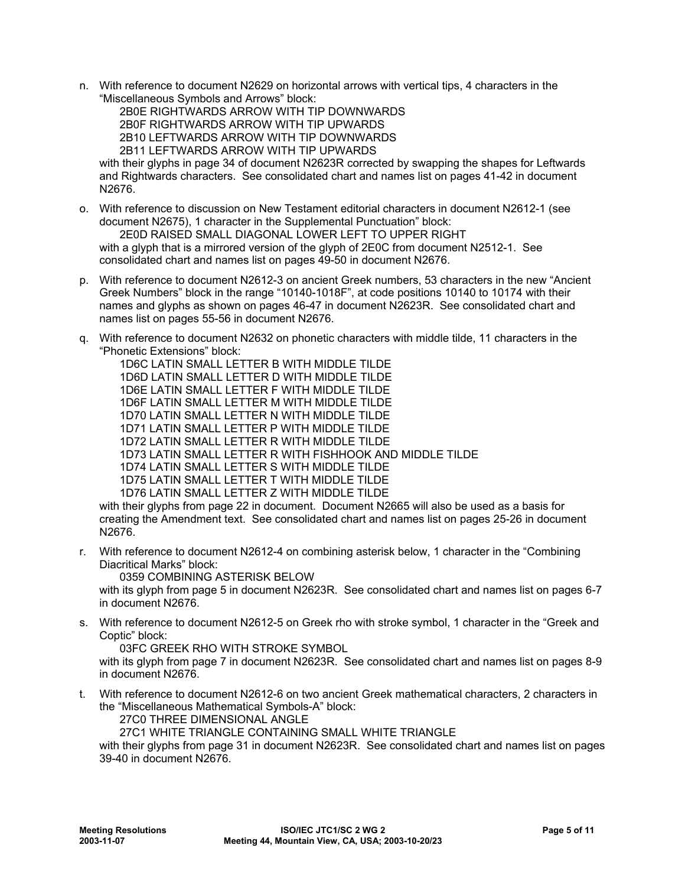n. With reference to document N2629 on horizontal arrows with vertical tips, 4 characters in the "Miscellaneous Symbols and Arrows" block:

   2B0E RIGHTWARDS ARROW WITH TIP DOWNWARDS
   2B0F RIGHTWARDS ARROW WITH TIP UPWARDS
   2B10 LEFTWARDS ARROW WITH TIP DOWNWARDS
   2B11 LEFTWARDS ARROW WITH TIP UPWARDS

   with their glyphs in page 34 of document N2623R corrected by swapping the shapes for Leftwards and Rightwards characters. See consolidated chart and names list on pages 41-42 in document N2676.

o. With reference to discussion on New Testament editorial characters in document N2612-1 (see document N2675), 1 character in the Supplemental Punctuation" block:

   2E0D RAISED SMALL DIAGONAL LOWER LEFT TO UPPER RIGHT

   with a glyph that is a mirrored version of the glyph of 2E0C from document N2512-1. See consolidated chart and names list on pages 49-50 in document N2676.

p. With reference to document N2612-3 on ancient Greek numbers, 53 characters in the new "Ancient Greek Numbers" block in the range "10140-1018F", at code positions 10140 to 10174 with their names and glyphs as shown on pages 46-47 in document N2623R. See consolidated chart and names list on pages 55-56 in document N2676.

q. With reference to document N2632 on phonetic characters with middle tilde, 11 characters in the "Phonetic Extensions" block:

   1D6C LATIN SMALL LETTER B WITH MIDDLE TILDE
   1D6D LATIN SMALL LETTER D WITH MIDDLE TILDE
   1D6E LATIN SMALL LETTER F WITH MIDDLE TILDE
   1D6F LATIN SMALL LETTER M WITH MIDDLE TILDE
   1D70 LATIN SMALL LETTER N WITH MIDDLE TILDE
   1D71 LATIN SMALL LETTER P WITH MIDDLE TILDE
   1D72 LATIN SMALL LETTER R WITH MIDDLE TILDE
   1D73 LATIN SMALL LETTER R WITH FISHHOOK AND MIDDLE TILDE
   1D74 LATIN SMALL LETTER S WITH MIDDLE TILDE
   1D75 LATIN SMALL LETTER T WITH MIDDLE TILDE
   1D76 LATIN SMALL LETTER Z WITH MIDDLE TILDE

   with their glyphs from page 22 in document. Document N2665 will also be used as a basis for creating the Amendment text. See consolidated chart and names list on pages 25-26 in document N2676.

r. With reference to document N2612-4 on combining asterisk below, 1 character in the "Combining Diacritical Marks" block:

   0359 COMBINING ASTERISK BELOW

   with its glyph from page 5 in document N2623R. See consolidated chart and names list on pages 6-7 in document N2676.

s. With reference to document N2612-5 on Greek rho with stroke symbol, 1 character in the "Greek and Coptic" block:

   03FC GREEK RHO WITH STROKE SYMBOL

   with its glyph from page 7 in document N2623R. See consolidated chart and names list on pages 8-9 in document N2676.

t. With reference to document N2612-6 on two ancient Greek mathematical characters, 2 characters in the "Miscellaneous Mathematical Symbols-A" block:

   27C0 THREE DIMENSIONAL ANGLE
   27C1 WHITE TRIANGLE CONTAINING SMALL WHITE TRIANGLE

   with their glyphs from page 31 in document N2623R. See consolidated chart and names list on pages 39-40 in document N2676.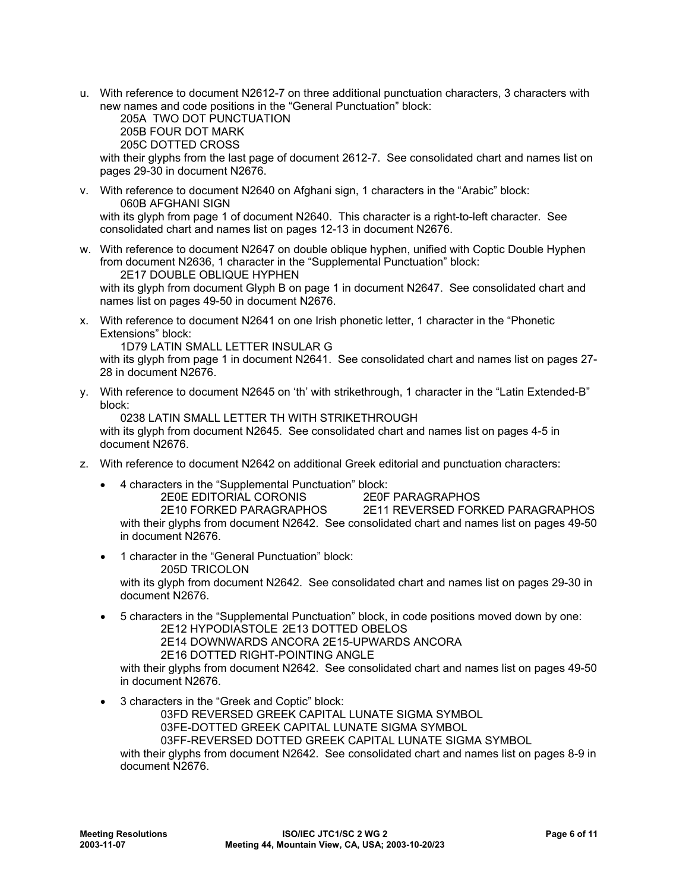u. With reference to document N2612-7 on three additional punctuation characters, 3 characters with new names and code positions in the "General Punctuation" block:

   205A TWO DOT PUNCTUATION
   205B FOUR DOT MARK
   205C DOTTED CROSS

   with their glyphs from the last page of document 2612-7. See consolidated chart and names list on pages 29-30 in document N2676.

v. With reference to document N2640 on Afghani sign, 1 characters in the "Arabic" block:

   060B AFGHANI SIGN

   with its glyph from page 1 of document N2640. This character is a right-to-left character. See consolidated chart and names list on pages 12-13 in document N2676.

w. With reference to document N2647 on double oblique hyphen, unified with Coptic Double Hyphen from document N2636, 1 character in the "Supplemental Punctuation" block:

   2E17 DOUBLE OBLIQUE HYPHEN

   with its glyph from document Glyph B on page 1 in document N2647. See consolidated chart and names list on pages 49-50 in document N2676.

x. With reference to document N2641 on one Irish phonetic letter, 1 character in the "Phonetic Extensions" block:

   1D79 LATIN SMALL LETTER INSULAR G

   with its glyph from page 1 in document N2641. See consolidated chart and names list on pages 27-28 in document N2676.

y. With reference to document N2645 on 'th' with strikethrough, 1 character in the "Latin Extended-B" block:

   0238 LATIN SMALL LETTER TH WITH STRIKETHROUGH

   with its glyph from document N2645. See consolidated chart and names list on pages 4-5 in document N2676.

z. With reference to document N2642 on additional Greek editorial and punctuation characters:

   - 4 characters in the "Supplemental Punctuation" block:

     2E0E EDITORIAL CORONIS  2E0F PARAGRAPHOS
     2E10 FORKED PARAGRAPHOS  2E11 REVERSED FORKED PARAGRAPHOS

     with their glyphs from document N2642. See consolidated chart and names list on pages 49-50 in document N2676.

   - 1 character in the "General Punctuation" block:

     205D TRICOLON

     with its glyph from document N2642. See consolidated chart and names list on pages 29-30 in document N2676.

   - 5 characters in the "Supplemental Punctuation" block, in code positions moved down by one:

     2E12 HYPODIASTOLE 2E13 DOTTED OBELOS
     2E14 DOWNWARDS ANCORA 2E15-UPWARDS ANCORA
     2E16 DOTTED RIGHT-POINTING ANGLE

     with their glyphs from document N2642. See consolidated chart and names list on pages 49-50 in document N2676.

   - 3 characters in the "Greek and Coptic" block:

     03FD REVERSED GREEK CAPITAL LUNATE SIGMA SYMBOL
     03FE-DOTTED GREEK CAPITAL LUNATE SIGMA SYMBOL
     03FF-REVERSED DOTTED GREEK CAPITAL LUNATE SIGMA SYMBOL

     with their glyphs from document N2642. See consolidated chart and names list on pages 8-9 in document N2676.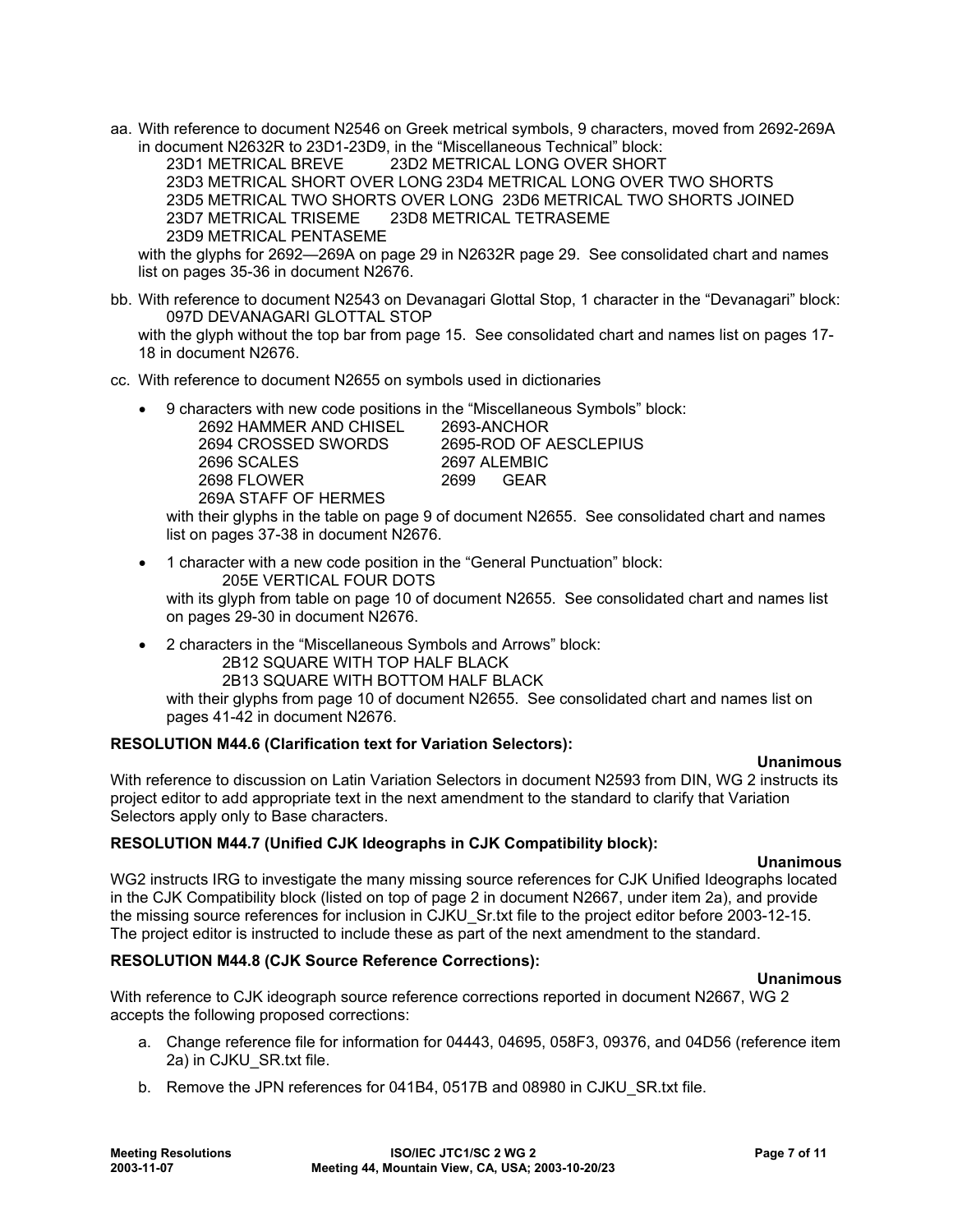aa. With reference to document N2546 on Greek metrical symbols, 9 characters, moved from 2692-269A in document N2632R to 23D1-23D9, in the "Miscellaneous Technical" block:

    23D1 METRICAL BREVE          23D2 METRICAL LONG OVER SHORT
    23D3 METRICAL SHORT OVER LONG 23D4 METRICAL LONG OVER TWO SHORTS
    23D5 METRICAL TWO SHORTS OVER LONG  23D6 METRICAL TWO SHORTS JOINED
    23D7 METRICAL TRISEME       23D8 METRICAL TETRASEME
    23D9 METRICAL PENTASEME

    with the glyphs for 2692—269A on page 29 in N2632R page 29. See consolidated chart and names list on pages 35-36 in document N2676.

bb. With reference to document N2543 on Devanagari Glottal Stop, 1 character in the "Devanagari" block:

    097D DEVANAGARI GLOTTAL STOP

    with the glyph without the top bar from page 15. See consolidated chart and names list on pages 17-18 in document N2676.

cc. With reference to document N2655 on symbols used in dictionaries

- 9 characters with new code positions in the "Miscellaneous Symbols" block:

    2692 HAMMER AND CHISEL     2693-ANCHOR
    2694 CROSSED SWORDS      2695-ROD OF AESCLEPIUS
    2696 SCALES      2697 ALEMBIC
    2698 FLOWER      2699    GEAR
    269A STAFF OF HERMES

    with their glyphs in the table on page 9 of document N2655. See consolidated chart and names list on pages 37-38 in document N2676.

- 1 character with a new code position in the "General Punctuation" block:

    205E VERTICAL FOUR DOTS

    with its glyph from table on page 10 of document N2655. See consolidated chart and names list on pages 29-30 in document N2676.

- 2 characters in the "Miscellaneous Symbols and Arrows" block:

    2B12 SQUARE WITH TOP HALF BLACK
    2B13 SQUARE WITH BOTTOM HALF BLACK

    with their glyphs from page 10 of document N2655. See consolidated chart and names list on pages 41-42 in document N2676.

**RESOLUTION M44.6 (Clarification text for Variation Selectors):**

**Unanimous**

With reference to discussion on Latin Variation Selectors in document N2593 from DIN, WG 2 instructs its project editor to add appropriate text in the next amendment to the standard to clarify that Variation Selectors apply only to Base characters.

**RESOLUTION M44.7 (Unified CJK Ideographs in CJK Compatibility block):**

**Unanimous**

WG2 instructs IRG to investigate the many missing source references for CJK Unified Ideographs located in the CJK Compatibility block (listed on top of page 2 in document N2667, under item 2a), and provide the missing source references for inclusion in CJKU_Sr.txt file to the project editor before 2003-12-15. The project editor is instructed to include these as part of the next amendment to the standard.

**RESOLUTION M44.8 (CJK Source Reference Corrections):**

**Unanimous**

With reference to CJK ideograph source reference corrections reported in document N2667, WG 2 accepts the following proposed corrections:

a. Change reference file for information for 04443, 04695, 058F3, 09376, and 04D56 (reference item 2a) in CJKU_SR.txt file.

b. Remove the JPN references for 041B4, 0517B and 08980 in CJKU_SR.txt file.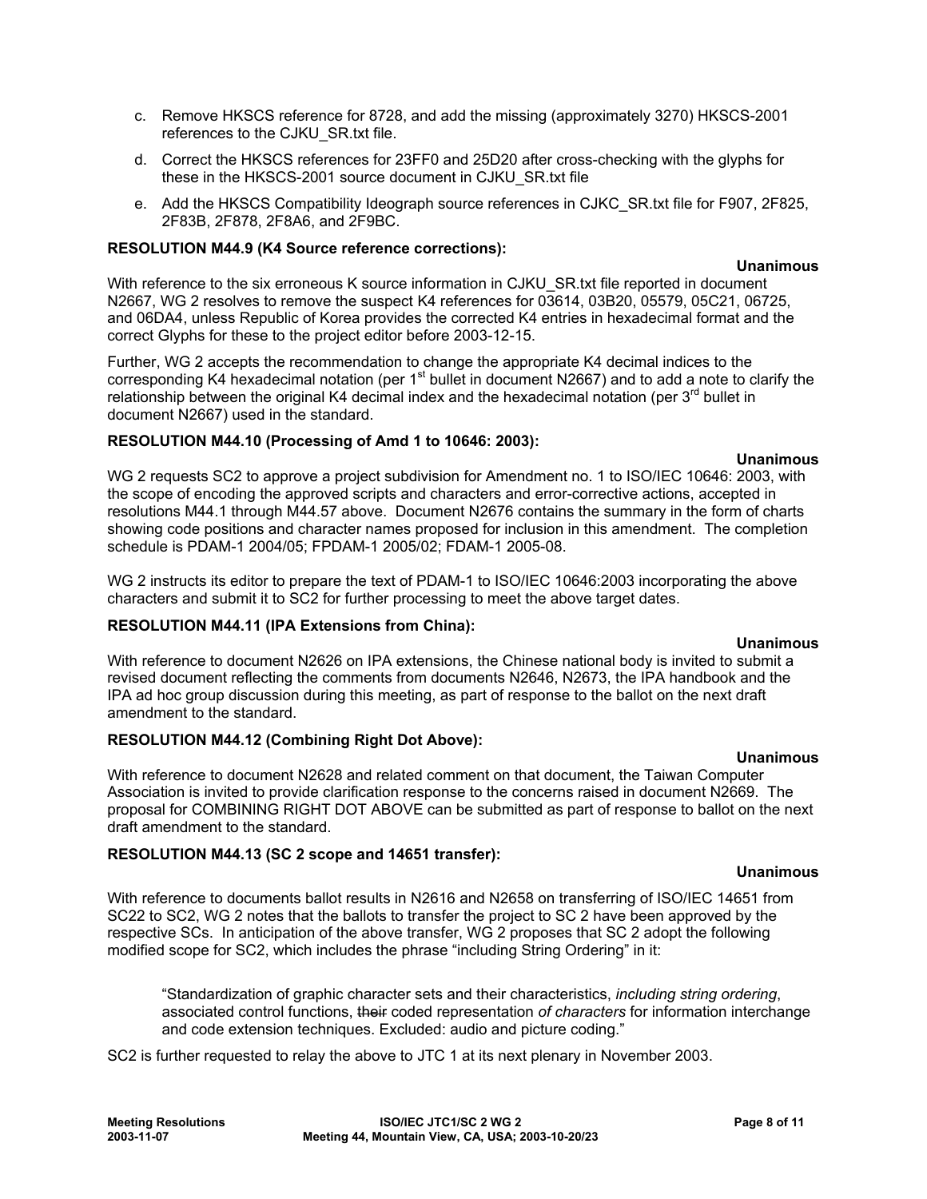c. Remove HKSCS reference for 8728, and add the missing (approximately 3270) HKSCS-2001 references to the CJKU_SR.txt file.

d. Correct the HKSCS references for 23FF0 and 25D20 after cross-checking with the glyphs for these in the HKSCS-2001 source document in CJKU_SR.txt file

e. Add the HKSCS Compatibility Ideograph source references in CJKC_SR.txt file for F907, 2F825, 2F83B, 2F878, 2F8A6, and 2F9BC.

**RESOLUTION M44.9 (K4 Source reference corrections):**

**Unanimous**

With reference to the six erroneous K source information in CJKU_SR.txt file reported in document N2667, WG 2 resolves to remove the suspect K4 references for 03614, 03B20, 05579, 05C21, 06725, and 06DA4, unless Republic of Korea provides the corrected K4 entries in hexadecimal format and the correct Glyphs for these to the project editor before 2003-12-15.

Further, WG 2 accepts the recommendation to change the appropriate K4 decimal indices to the corresponding K4 hexadecimal notation (per 1st bullet in document N2667) and to add a note to clarify the relationship between the original K4 decimal index and the hexadecimal notation (per 3rd bullet in document N2667) used in the standard.

**RESOLUTION M44.10 (Processing of Amd 1 to 10646: 2003):**

**Unanimous**

WG 2 requests SC2 to approve a project subdivision for Amendment no. 1 to ISO/IEC 10646: 2003, with the scope of encoding the approved scripts and characters and error-corrective actions, accepted in resolutions M44.1 through M44.57 above. Document N2676 contains the summary in the form of charts showing code positions and character names proposed for inclusion in this amendment. The completion schedule is PDAM-1 2004/05; FPDAM-1 2005/02; FDAM-1 2005-08.

WG 2 instructs its editor to prepare the text of PDAM-1 to ISO/IEC 10646:2003 incorporating the above characters and submit it to SC2 for further processing to meet the above target dates.

**RESOLUTION M44.11 (IPA Extensions from China):**

**Unanimous**

With reference to document N2626 on IPA extensions, the Chinese national body is invited to submit a revised document reflecting the comments from documents N2646, N2673, the IPA handbook and the IPA ad hoc group discussion during this meeting, as part of response to the ballot on the next draft amendment to the standard.

**RESOLUTION M44.12 (Combining Right Dot Above):**

**Unanimous**

With reference to document N2628 and related comment on that document, the Taiwan Computer Association is invited to provide clarification response to the concerns raised in document N2669. The proposal for COMBINING RIGHT DOT ABOVE can be submitted as part of response to ballot on the next draft amendment to the standard.

**RESOLUTION M44.13 (SC 2 scope and 14651 transfer):**

**Unanimous**

With reference to documents ballot results in N2616 and N2658 on transferring of ISO/IEC 14651 from SC22 to SC2, WG 2 notes that the ballots to transfer the project to SC 2 have been approved by the respective SCs. In anticipation of the above transfer, WG 2 proposes that SC 2 adopt the following modified scope for SC2, which includes the phrase “including String Ordering” in it:

> “Standardization of graphic character sets and their characteristics, *including string ordering*, associated control functions, ~~their~~ coded representation *of characters* for information interchange and code extension techniques. Excluded: audio and picture coding.”

SC2 is further requested to relay the above to JTC 1 at its next plenary in November 2003.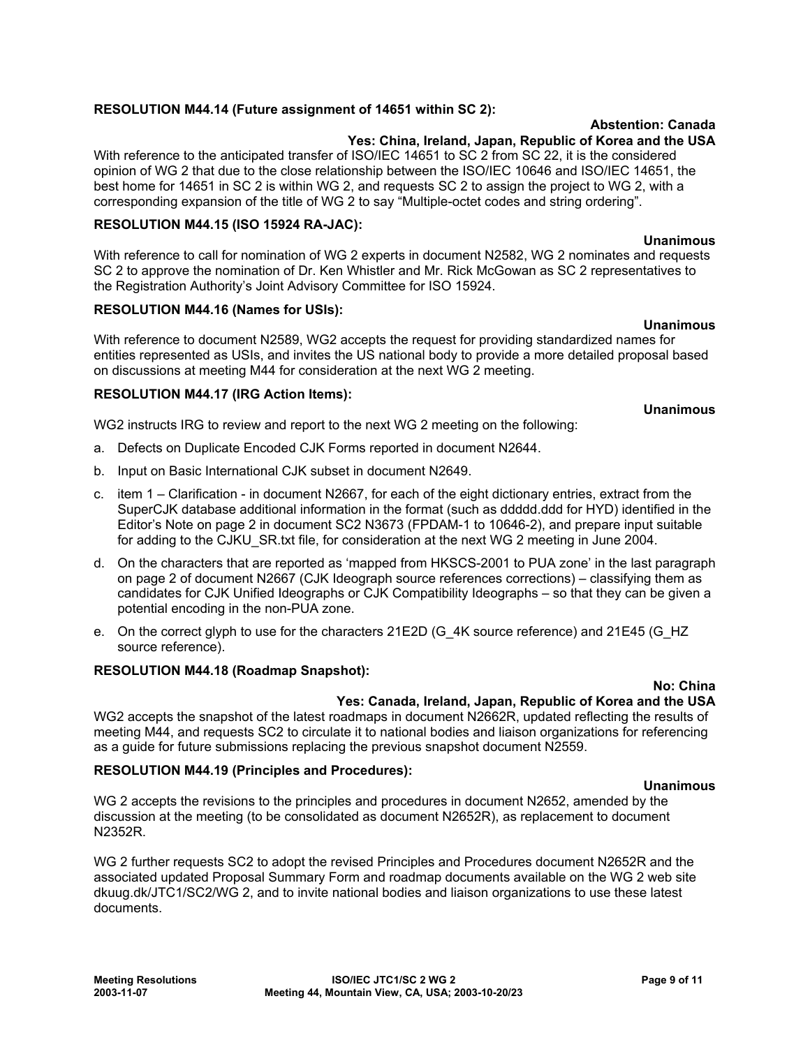**RESOLUTION M44.14 (Future assignment of 14651 within SC 2):**

**Abstention: Canada**
**Yes: China, Ireland, Japan, Republic of Korea and the USA**

With reference to the anticipated transfer of ISO/IEC 14651 to SC 2 from SC 22, it is the considered opinion of WG 2 that due to the close relationship between the ISO/IEC 10646 and ISO/IEC 14651, the best home for 14651 in SC 2 is within WG 2, and requests SC 2 to assign the project to WG 2, with a corresponding expansion of the title of WG 2 to say "Multiple-octet codes and string ordering".

**RESOLUTION M44.15 (ISO 15924 RA-JAC):**

**Unanimous**

With reference to call for nomination of WG 2 experts in document N2582, WG 2 nominates and requests SC 2 to approve the nomination of Dr. Ken Whistler and Mr. Rick McGowan as SC 2 representatives to the Registration Authority's Joint Advisory Committee for ISO 15924.

**RESOLUTION M44.16 (Names for USIs):**

**Unanimous**

With reference to document N2589, WG2 accepts the request for providing standardized names for entities represented as USIs, and invites the US national body to provide a more detailed proposal based on discussions at meeting M44 for consideration at the next WG 2 meeting.

**RESOLUTION M44.17 (IRG Action Items):**

**Unanimous**

WG2 instructs IRG to review and report to the next WG 2 meeting on the following:

a. Defects on Duplicate Encoded CJK Forms reported in document N2644.

b. Input on Basic International CJK subset in document N2649.

c. item 1 – Clarification - in document N2667, for each of the eight dictionary entries, extract from the SuperCJK database additional information in the format (such as ddddd.ddd for HYD) identified in the Editor's Note on page 2 in document SC2 N3673 (FPDAM-1 to 10646-2), and prepare input suitable for adding to the CJKU_SR.txt file, for consideration at the next WG 2 meeting in June 2004.

d. On the characters that are reported as 'mapped from HKSCS-2001 to PUA zone' in the last paragraph on page 2 of document N2667 (CJK Ideograph source references corrections) – classifying them as candidates for CJK Unified Ideographs or CJK Compatibility Ideographs – so that they can be given a potential encoding in the non-PUA zone.

e. On the correct glyph to use for the characters 21E2D (G_4K source reference) and 21E45 (G_HZ source reference).

**RESOLUTION M44.18 (Roadmap Snapshot):**

**No: China**
**Yes: Canada, Ireland, Japan, Republic of Korea and the USA**

WG2 accepts the snapshot of the latest roadmaps in document N2662R, updated reflecting the results of meeting M44, and requests SC2 to circulate it to national bodies and liaison organizations for referencing as a guide for future submissions replacing the previous snapshot document N2559.

**RESOLUTION M44.19 (Principles and Procedures):**

**Unanimous**

WG 2 accepts the revisions to the principles and procedures in document N2652, amended by the discussion at the meeting (to be consolidated as document N2652R), as replacement to document N2352R.

WG 2 further requests SC2 to adopt the revised Principles and Procedures document N2652R and the associated updated Proposal Summary Form and roadmap documents available on the WG 2 web site dkuug.dk/JTC1/SC2/WG 2, and to invite national bodies and liaison organizations to use these latest documents.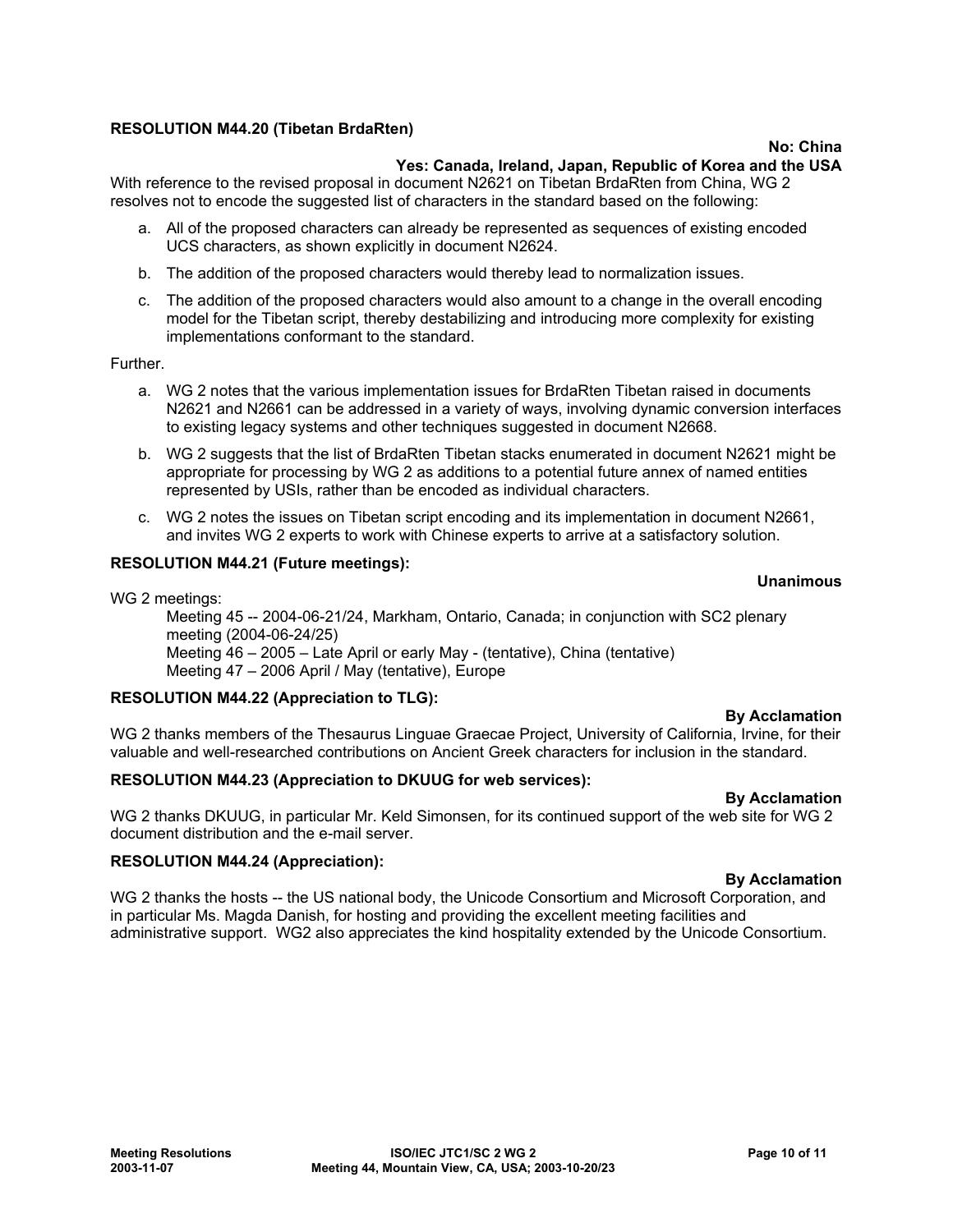**RESOLUTION M44.20 (Tibetan BrdaRten)**

**No: China**
**Yes: Canada, Ireland, Japan, Republic of Korea and the USA**

With reference to the revised proposal in document N2621 on Tibetan BrdaRten from China, WG 2 resolves not to encode the suggested list of characters in the standard based on the following:

a. All of the proposed characters can already be represented as sequences of existing encoded UCS characters, as shown explicitly in document N2624.

b. The addition of the proposed characters would thereby lead to normalization issues.

c. The addition of the proposed characters would also amount to a change in the overall encoding model for the Tibetan script, thereby destabilizing and introducing more complexity for existing implementations conformant to the standard.

Further.

a. WG 2 notes that the various implementation issues for BrdaRten Tibetan raised in documents N2621 and N2661 can be addressed in a variety of ways, involving dynamic conversion interfaces to existing legacy systems and other techniques suggested in document N2668.

b. WG 2 suggests that the list of BrdaRten Tibetan stacks enumerated in document N2621 might be appropriate for processing by WG 2 as additions to a potential future annex of named entities represented by USIs, rather than be encoded as individual characters.

c. WG 2 notes the issues on Tibetan script encoding and its implementation in document N2661, and invites WG 2 experts to work with Chinese experts to arrive at a satisfactory solution.

**RESOLUTION M44.21 (Future meetings):**

**Unanimous**

WG 2 meetings:

Meeting 45 -- 2004-06-21/24, Markham, Ontario, Canada; in conjunction with SC2 plenary meeting (2004-06-24/25)
Meeting 46 – 2005 – Late April or early May - (tentative), China (tentative)
Meeting 47 – 2006 April / May (tentative), Europe

**RESOLUTION M44.22 (Appreciation to TLG):**

**By Acclamation**

WG 2 thanks members of the Thesaurus Linguae Graecae Project, University of California, Irvine, for their valuable and well-researched contributions on Ancient Greek characters for inclusion in the standard.

**RESOLUTION M44.23 (Appreciation to DKUUG for web services):**

**By Acclamation**

WG 2 thanks DKUUG, in particular Mr. Keld Simonsen, for its continued support of the web site for WG 2 document distribution and the e-mail server.

**RESOLUTION M44.24 (Appreciation):**

**By Acclamation**

WG 2 thanks the hosts -- the US national body, the Unicode Consortium and Microsoft Corporation, and in particular Ms. Magda Danish, for hosting and providing the excellent meeting facilities and administrative support. WG2 also appreciates the kind hospitality extended by the Unicode Consortium.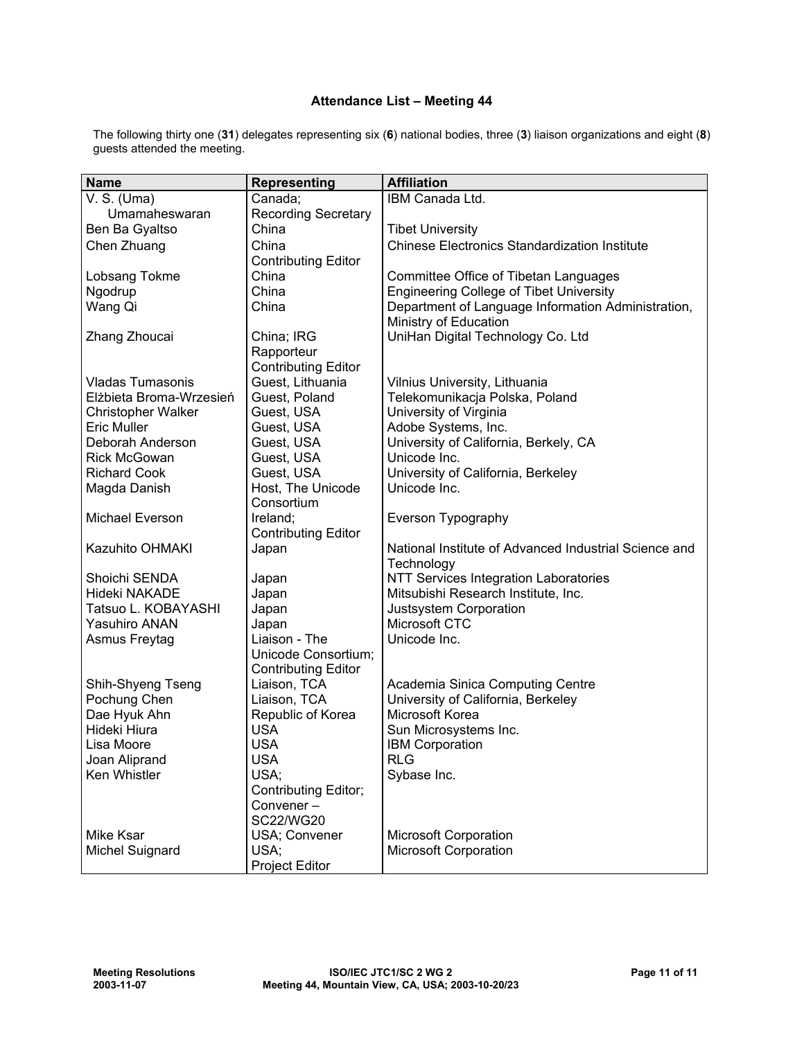**Attendance List – Meeting 44**

The following thirty one (**31**) delegates representing six (**6**) national bodies, three (**3**) liaison organizations and eight (**8**) guests attended the meeting.

| Name | Representing | Affiliation |
|---|---|---|
| V. S. (Uma) Umamaheswaran | Canada; Recording Secretary | IBM Canada Ltd. |
| Ben Ba Gyaltso | China | Tibet University |
| Chen Zhuang | China Contributing Editor | Chinese Electronics Standardization Institute |
| Lobsang Tokme | China | Committee Office of Tibetan Languages |
| Ngodrup | China | Engineering College of Tibet University |
| Wang Qi | China | Department of Language Information Administration, Ministry of Education |
| Zhang Zhoucai | China; IRG Rapporteur Contributing Editor | UniHan Digital Technology Co. Ltd |
| Vladas Tumasonis | Guest, Lithuania | Vilnius University, Lithuania |
| Elżbieta Broma-Wrzesień | Guest, Poland | Telekomunikacja Polska, Poland |
| Christopher Walker | Guest, USA | University of Virginia |
| Eric Muller | Guest, USA | Adobe Systems, Inc. |
| Deborah Anderson | Guest, USA | University of California, Berkely, CA |
| Rick McGowan | Guest, USA | Unicode Inc. |
| Richard Cook | Guest, USA | University of California, Berkeley |
| Magda Danish | Host, The Unicode Consortium | Unicode Inc. |
| Michael Everson | Ireland; Contributing Editor | Everson Typography |
| Kazuhito OHMAKI | Japan | National Institute of Advanced Industrial Science and Technology |
| Shoichi SENDA | Japan | NTT Services Integration Laboratories |
| Hideki NAKADE | Japan | Mitsubishi Research Institute, Inc. |
| Tatsuo L. KOBAYASHI | Japan | Justsystem Corporation |
| Yasuhiro ANAN | Japan | Microsoft CTC |
| Asmus Freytag | Liaison - The Unicode Consortium; Contributing Editor | Unicode Inc. |
| Shih-Shyeng Tseng | Liaison, TCA | Academia Sinica Computing Centre |
| Pochung Chen | Liaison, TCA | University of California, Berkeley |
| Dae Hyuk Ahn | Republic of Korea | Microsoft Korea |
| Hideki Hiura | USA | Sun Microsystems Inc. |
| Lisa Moore | USA | IBM Corporation |
| Joan Aliprand | USA | RLG |
| Ken Whistler | USA; Contributing Editor; Convener – SC22/WG20 | Sybase Inc. |
| Mike Ksar | USA; Convener | Microsoft Corporation |
| Michel Suignard | USA; Project Editor | Microsoft Corporation |